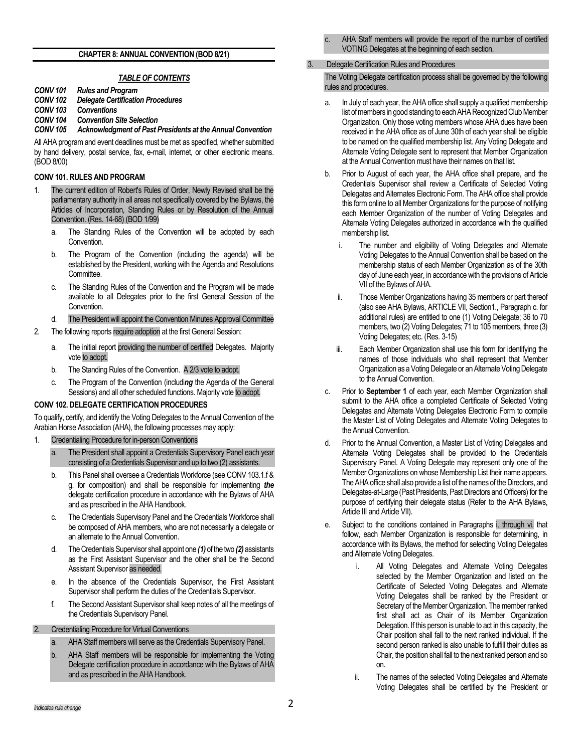## CHAPTER 8: ANNUAL CONVENTION (BOD 8/21)

### *TABLE OF CONTENTS*

***CONV 101 Rules and Program***
***CONV 102 Delegate Certification Procedures***
***CONV 103 Conventions***
***CONV 104 Convention Site Selection***
***CONV 105 Acknowledgment of Past Presidents at the Annual Convention***

All AHA program and event deadlines must be met as specified, whether submitted by hand delivery, postal service, fax, e-mail, internet, or other electronic means. (BOD 8/00)

### CONV 101. RULES AND PROGRAM

1. The current edition of Robert's Rules of Order, Newly Revised shall be the parliamentary authority in all areas not specifically covered by the Bylaws, the Articles of Incorporation, Standing Rules or by Resolution of the Annual Convention. (Res. 14-68) (BOD 1/99)
   a. The Standing Rules of the Convention will be adopted by each Convention.
   b. The Program of the Convention (including the agenda) will be established by the President, working with the Agenda and Resolutions Committee.
   c. The Standing Rules of the Convention and the Program will be made available to all Delegates prior to the first General Session of the Convention.
   d. The President will appoint the Convention Minutes Approval Committee
2. The following reports require adoption at the first General Session:
   a. The initial report providing the number of certified Delegates. Majority vote to adopt.
   b. The Standing Rules of the Convention. A 2/3 vote to adopt.
   c. The Program of the Convention (includi***ng*** the Agenda of the General Sessions) and all other scheduled functions. Majority vote to adopt.

### CONV 102. DELEGATE CERTIFICATION PROCEDURES

To qualify, certify, and identify the Voting Delegates to the Annual Convention of the Arabian Horse Association (AHA), the following processes may apply:

1. Credentialing Procedure for in-person Conventions
   a. The President shall appoint a Credentials Supervisory Panel each year consisting of a Credentials Supervisor and up to two (2) assistants.
   b. This Panel shall oversee a Credentials Workforce (see CONV 103.1.f & g. for composition) and shall be responsible for implementing ***the*** delegate certification procedure in accordance with the Bylaws of AHA and as prescribed in the AHA Handbook.
   c. The Credentials Supervisory Panel and the Credentials Workforce shall be composed of AHA members, who are not necessarily a delegate or an alternate to the Annual Convention.
   d. The Credentials Supervisor shall appoint one ***(1)*** of the two ***(2)*** assistants as the First Assistant Supervisor and the other shall be the Second Assistant Supervisor as needed.
   e. In the absence of the Credentials Supervisor, the First Assistant Supervisor shall perform the duties of the Credentials Supervisor.
   f. The Second Assistant Supervisor shall keep notes of all the meetings of the Credentials Supervisory Panel.
2. Credentialing Procedure for Virtual Conventions
   a. AHA Staff members will serve as the Credentials Supervisory Panel.
   b. AHA Staff members will be responsible for implementing the Voting Delegate certification procedure in accordance with the Bylaws of AHA and as prescribed in the AHA Handbook.
   c. AHA Staff members will provide the report of the number of certified VOTING Delegates at the beginning of each section.
3. Delegate Certification Rules and Procedures

   The Voting Delegate certification process shall be governed by the following rules and procedures.

   a. In July of each year, the AHA office shall supply a qualified membership list of members in good standing to each AHA Recognized Club Member Organization. Only those voting members whose AHA dues have been received in the AHA office as of June 30th of each year shall be eligible to be named on the qualified membership list. Any Voting Delegate and Alternate Voting Delegate sent to represent that Member Organization at the Annual Convention must have their names on that list.
   b. Prior to August of each year, the AHA office shall prepare, and the Credentials Supervisor shall review a Certificate of Selected Voting Delegates and Alternates Electronic Form. The AHA office shall provide this form online to all Member Organizations for the purpose of notifying each Member Organization of the number of Voting Delegates and Alternate Voting Delegates authorized in accordance with the qualified membership list.
      i. The number and eligibility of Voting Delegates and Alternate Voting Delegates to the Annual Convention shall be based on the membership status of each Member Organization as of the 30th day of June each year, in accordance with the provisions of Article VII of the Bylaws of AHA.
      ii. Those Member Organizations having 35 members or part thereof (also see AHA Bylaws, ARTICLE VII, Section1., Paragraph c. for additional rules) are entitled to one (1) Voting Delegate; 36 to 70 members, two (2) Voting Delegates; 71 to 105 members, three (3) Voting Delegates; etc. (Res. 3-15)
      iii. Each Member Organization shall use this form for identifying the names of those individuals who shall represent that Member Organization as a Voting Delegate or an Alternate Voting Delegate to the Annual Convention.
   c. Prior to **September 1** of each year, each Member Organization shall submit to the AHA office a completed Certificate of Selected Voting Delegates and Alternate Voting Delegates Electronic Form to compile the Master List of Voting Delegates and Alternate Voting Delegates to the Annual Convention.
   d. Prior to the Annual Convention, a Master List of Voting Delegates and Alternate Voting Delegates shall be provided to the Credentials Supervisory Panel. A Voting Delegate may represent only one of the Member Organizations on whose Membership List their name appears. The AHA office shall also provide a list of the names of the Directors, and Delegates-at-Large (Past Presidents, Past Directors and Officers) for the purpose of certifying their delegate status (Refer to the AHA Bylaws, Article III and Article VII).
   e. Subject to the conditions contained in Paragraphs i. through vi. that follow, each Member Organization is responsible for determining, in accordance with its Bylaws, the method for selecting Voting Delegates and Alternate Voting Delegates.
      i. All Voting Delegates and Alternate Voting Delegates selected by the Member Organization and listed on the Certificate of Selected Voting Delegates and Alternate Voting Delegates shall be ranked by the President or Secretary of the Member Organization. The member ranked first shall act as Chair of its Member Organization Delegation. If this person is unable to act in this capacity, the Chair position shall fall to the next ranked individual. If the second person ranked is also unable to fulfill their duties as Chair, the position shall fall to the next ranked person and so on.
      ii. The names of the selected Voting Delegates and Alternate Voting Delegates shall be certified by the President or

*indicates rule change*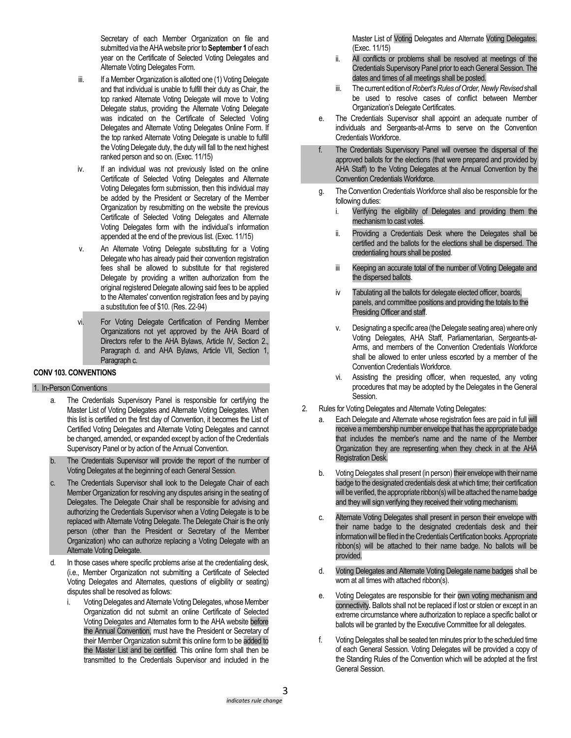Secretary of each Member Organization on file and submitted via the AHA website prior to **September 1** of each year on the Certificate of Selected Voting Delegates and Alternate Voting Delegates Form.

iii. If a Member Organization is allotted one (1) Voting Delegate and that individual is unable to fulfill their duty as Chair, the top ranked Alternate Voting Delegate will move to Voting Delegate status, providing the Alternate Voting Delegate was indicated on the Certificate of Selected Voting Delegates and Alternate Voting Delegates Online Form. If the top ranked Alternate Voting Delegate is unable to fulfill the Voting Delegate duty, the duty will fall to the next highest ranked person and so on. (Exec. 11/15)

iv. If an individual was not previously listed on the online Certificate of Selected Voting Delegates and Alternate Voting Delegates form submission, then this individual may be added by the President or Secretary of the Member Organization by resubmitting on the website the previous Certificate of Selected Voting Delegates and Alternate Voting Delegates form with the individual's information appended at the end of the previous list. (Exec. 11/15)

v. An Alternate Voting Delegate substituting for a Voting Delegate who has already paid their convention registration fees shall be allowed to substitute for that registered Delegate by providing a written authorization from the original registered Delegate allowing said fees to be applied to the Alternates' convention registration fees and by paying a substitution fee of $10. (Res. 22-94)

vi. For Voting Delegate Certification of Pending Member Organizations not yet approved by the AHA Board of Directors refer to the AHA Bylaws, Article IV, Section 2., Paragraph d. and AHA Bylaws, Article VII, Section 1, Paragraph c.

## CONV 103. CONVENTIONS

1. In-Person Conventions

   a. The Credentials Supervisory Panel is responsible for certifying the Master List of Voting Delegates and Alternate Voting Delegates. When this list is certified on the first day of Convention, it becomes the List of Certified Voting Delegates and Alternate Voting Delegates and cannot be changed, amended, or expanded except by action of the Credentials Supervisory Panel or by action of the Annual Convention.

   b. The Credentials Supervisor will provide the report of the number of Voting Delegates at the beginning of each General Session.

   c. The Credentials Supervisor shall look to the Delegate Chair of each Member Organization for resolving any disputes arising in the seating of Delegates. The Delegate Chair shall be responsible for advising and authorizing the Credentials Supervisor when a Voting Delegate is to be replaced with Alternate Voting Delegate. The Delegate Chair is the only person (other than the President or Secretary of the Member Organization) who can authorize replacing a Voting Delegate with an Alternate Voting Delegate.

   d. In those cases where specific problems arise at the credentialing desk, (i.e., Member Organization not submitting a Certificate of Selected Voting Delegates and Alternates, questions of eligibility or seating) disputes shall be resolved as follows:

      i. Voting Delegates and Alternate Voting Delegates, whose Member Organization did not submit an online Certificate of Selected Voting Delegates and Alternates form to the AHA website before the Annual Convention, must have the President or Secretary of their Member Organization submit this online form to be added to the Master List and be certified. This online form shall then be transmitted to the Credentials Supervisor and included in the Master List of Voting Delegates and Alternate Voting Delegates. (Exec. 11/15)

      ii. All conflicts or problems shall be resolved at meetings of the Credentials Supervisory Panel prior to each General Session. The dates and times of all meetings shall be posted.

      iii. The current edition of *Robert's Rules of Order, Newly Revised* shall be used to resolve cases of conflict between Member Organization's Delegate Certificates.

   e. The Credentials Supervisor shall appoint an adequate number of individuals and Sergeants-at-Arms to serve on the Convention Credentials Workforce.

   f. The Credentials Supervisory Panel will oversee the dispersal of the approved ballots for the elections (that were prepared and provided by AHA Staff) to the Voting Delegates at the Annual Convention by the Convention Credentials Workforce.

   g. The Convention Credentials Workforce shall also be responsible for the following duties:

      i. Verifying the eligibility of Delegates and providing them the mechanism to cast votes.

      ii. Providing a Credentials Desk where the Delegates shall be certified and the ballots for the elections shall be dispersed. The credentialing hours shall be posted.

      iii Keeping an accurate total of the number of Voting Delegate and the dispersed ballots.

      iv Tabulating all the ballots for delegate elected officer, boards, panels, and committee positions and providing the totals to the Presiding Officer and staff.

      v. Designating a specific area (the Delegate seating area) where only Voting Delegates, AHA Staff, Parliamentarian, Sergeants-at-Arms, and members of the Convention Credentials Workforce shall be allowed to enter unless escorted by a member of the Convention Credentials Workforce.

      vi. Assisting the presiding officer, when requested, any voting procedures that may be adopted by the Delegates in the General Session.

2. Rules for Voting Delegates and Alternate Voting Delegates:

   a. Each Delegate and Alternate whose registration fees are paid in full will receive a membership number envelope that has the appropriate badge that includes the member's name and the name of the Member Organization they are representing when they check in at the AHA Registration Desk.

   b. Voting Delegates shall present (in person) their envelope with their name badge to the designated credentials desk at which time; their certification will be verified, the appropriate ribbon(s) will be attached the name badge and they will sign verifying they received their voting mechanism.

   c. Alternate Voting Delegates shall present in person their envelope with their name badge to the designated credentials desk and their information will be filed in the Credentials Certification books. Appropriate ribbon(s) will be attached to their name badge. No ballots will be provided.

   d. Voting Delegates and Alternate Voting Delegate name badges shall be worn at all times with attached ribbon(s).

   e. Voting Delegates are responsible for their own voting mechanism and connectivity. Ballots shall not be replaced if lost or stolen or except in an extreme circumstance where authorization to replace a specific ballot or ballots will be granted by the Executive Committee for all delegates.

   f. Voting Delegates shall be seated ten minutes prior to the scheduled time of each General Session. Voting Delegates will be provided a copy of the Standing Rules of the Convention which will be adopted at the first General Session.

*indicates rule change*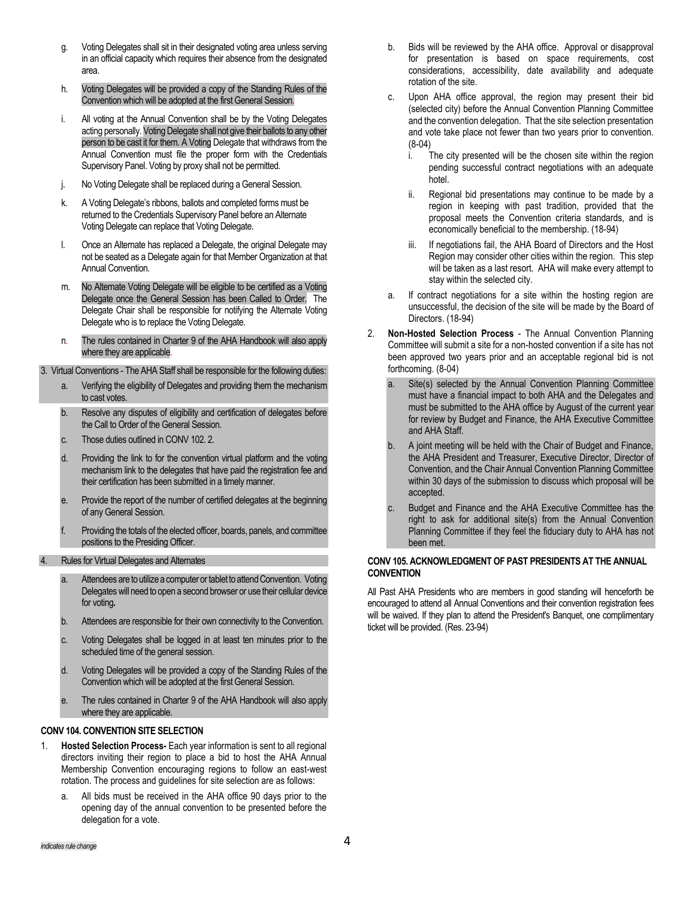g. Voting Delegates shall sit in their designated voting area unless serving in an official capacity which requires their absence from the designated area.

h. Voting Delegates will be provided a copy of the Standing Rules of the Convention which will be adopted at the first General Session.

i. All voting at the Annual Convention shall be by the Voting Delegates acting personally. Voting Delegate shall not give their ballots to any other person to be cast it for them. A Voting Delegate that withdraws from the Annual Convention must file the proper form with the Credentials Supervisory Panel. Voting by proxy shall not be permitted.

j. No Voting Delegate shall be replaced during a General Session.

k. A Voting Delegate's ribbons, ballots and completed forms must be returned to the Credentials Supervisory Panel before an Alternate Voting Delegate can replace that Voting Delegate.

l. Once an Alternate has replaced a Delegate, the original Delegate may not be seated as a Delegate again for that Member Organization at that Annual Convention.

m. No Alternate Voting Delegate will be eligible to be certified as a Voting Delegate once the General Session has been Called to Order. The Delegate Chair shall be responsible for notifying the Alternate Voting Delegate who is to replace the Voting Delegate.

n. The rules contained in Charter 9 of the AHA Handbook will also apply where they are applicable.

3. Virtual Conventions - The AHA Staff shall be responsible for the following duties:

   a. Verifying the eligibility of Delegates and providing them the mechanism to cast votes.
   b. Resolve any disputes of eligibility and certification of delegates before the Call to Order of the General Session.
   c. Those duties outlined in CONV 102. 2.
   d. Providing the link to for the convention virtual platform and the voting mechanism link to the delegates that have paid the registration fee and their certification has been submitted in a timely manner.
   e. Provide the report of the number of certified delegates at the beginning of any General Session.
   f. Providing the totals of the elected officer, boards, panels, and committee positions to the Presiding Officer.

4. Rules for Virtual Delegates and Alternates

   a. Attendees are to utilize a computer or tablet to attend Convention. Voting Delegates will need to open a second browser or use their cellular device for voting.
   b. Attendees are responsible for their own connectivity to the Convention.
   c. Voting Delegates shall be logged in at least ten minutes prior to the scheduled time of the general session.
   d. Voting Delegates will be provided a copy of the Standing Rules of the Convention which will be adopted at the first General Session.
   e. The rules contained in Charter 9 of the AHA Handbook will also apply where they are applicable.

**CONV 104. CONVENTION SITE SELECTION**

1. **Hosted Selection Process-** Each year information is sent to all regional directors inviting their region to place a bid to host the AHA Annual Membership Convention encouraging regions to follow an east-west rotation. The process and guidelines for site selection are as follows:

   a. All bids must be received in the AHA office 90 days prior to the opening day of the annual convention to be presented before the delegation for a vote.
   b. Bids will be reviewed by the AHA office. Approval or disapproval for presentation is based on space requirements, cost considerations, accessibility, date availability and adequate rotation of the site.
   c. Upon AHA office approval, the region may present their bid (selected city) before the Annual Convention Planning Committee and the convention delegation. That the site selection presentation and vote take place not fewer than two years prior to convention. (8-04)
      i. The city presented will be the chosen site within the region pending successful contract negotiations with an adequate hotel.
      ii. Regional bid presentations may continue to be made by a region in keeping with past tradition, provided that the proposal meets the Convention criteria standards, and is economically beneficial to the membership. (18-94)
      iii. If negotiations fail, the AHA Board of Directors and the Host Region may consider other cities within the region. This step will be taken as a last resort. AHA will make every attempt to stay within the selected city.
   a. If contract negotiations for a site within the hosting region are unsuccessful, the decision of the site will be made by the Board of Directors. (18-94)

2. **Non-Hosted Selection Process** - The Annual Convention Planning Committee will submit a site for a non-hosted convention if a site has not been approved two years prior and an acceptable regional bid is not forthcoming. (8-04)

   a. Site(s) selected by the Annual Convention Planning Committee must have a financial impact to both AHA and the Delegates and must be submitted to the AHA office by August of the current year for review by Budget and Finance, the AHA Executive Committee and AHA Staff.
   b. A joint meeting will be held with the Chair of Budget and Finance, the AHA President and Treasurer, Executive Director, Director of Convention, and the Chair Annual Convention Planning Committee within 30 days of the submission to discuss which proposal will be accepted.
   c. Budget and Finance and the AHA Executive Committee has the right to ask for additional site(s) from the Annual Convention Planning Committee if they feel the fiduciary duty to AHA has not been met.

**CONV 105. ACKNOWLEDGMENT OF PAST PRESIDENTS AT THE ANNUAL CONVENTION**

All Past AHA Presidents who are members in good standing will henceforth be encouraged to attend all Annual Conventions and their convention registration fees will be waived. If they plan to attend the President's Banquet, one complimentary ticket will be provided. (Res. 23-94)

*indicates rule change*